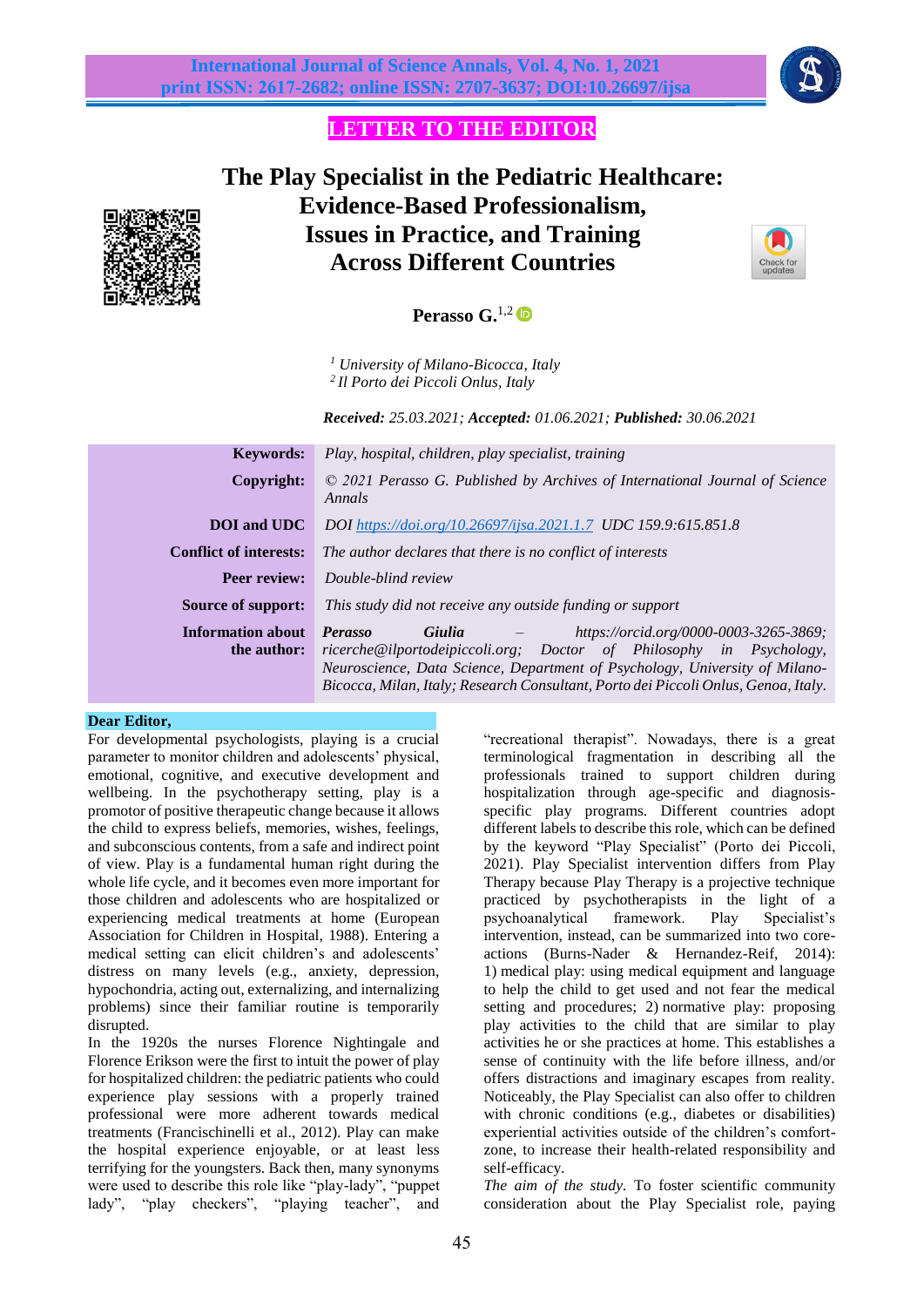**LETTER TO THE EDITOR**

# The Play Specialist in the Pediatric Healthcare: Evidence-Based Professionalism, Issues in Practice, and Training Across Different Countries

**Perasso G.**[1,2]

*[1] University of Milano-Bicocca, Italy*
*[2] Il Porto dei Piccoli Onlus, Italy*

***Received:** 25.03.2021; **Accepted:** 01.06.2021; **Published:** 30.06.2021*

| | |
|---|---|
| **Keywords:** | *Play, hospital, children, play specialist, training* |
| **Copyright:** | *© 2021 Perasso G. Published by Archives of International Journal of Science Annals* |
| **DOI and UDC** | *DOI https://doi.org/10.26697/ijsa.2021.1.7 UDC 159.9:615.851.8* |
| **Conflict of interests:** | *The author declares that there is no conflict of interests* |
| **Peer review:** | *Double-blind review* |
| **Source of support:** | *This study did not receive any outside funding or support* |
| **Information about the author:** | ***Perasso Giulia*** *– https://orcid.org/0000-0003-3265-3869; ricerche@ilportodeipiccoli.org; Doctor of Philosophy in Psychology, Neuroscience, Data Science, Department of Psychology, University of Milano-Bicocca, Milan, Italy; Research Consultant, Porto dei Piccoli Onlus, Genoa, Italy.* |

**Dear Editor,**

For developmental psychologists, playing is a crucial parameter to monitor children and adolescents' physical, emotional, cognitive, and executive development and wellbeing. In the psychotherapy setting, play is a promotor of positive therapeutic change because it allows the child to express beliefs, memories, wishes, feelings, and subconscious contents, from a safe and indirect point of view. Play is a fundamental human right during the whole life cycle, and it becomes even more important for those children and adolescents who are hospitalized or experiencing medical treatments at home (European Association for Children in Hospital, 1988). Entering a medical setting can elicit children's and adolescents' distress on many levels (e.g., anxiety, depression, hypochondria, acting out, externalizing, and internalizing problems) since their familiar routine is temporarily disrupted.

In the 1920s the nurses Florence Nightingale and Florence Erikson were the first to intuit the power of play for hospitalized children: the pediatric patients who could experience play sessions with a properly trained professional were more adherent towards medical treatments (Francischinelli et al., 2012). Play can make the hospital experience enjoyable, or at least less terrifying for the youngsters. Back then, many synonyms were used to describe this role like "play-lady", "puppet lady", "play checkers", "playing teacher", and "recreational therapist". Nowadays, there is a great terminological fragmentation in describing all the professionals trained to support children during hospitalization through age-specific and diagnosis-specific play programs. Different countries adopt different labels to describe this role, which can be defined by the keyword "Play Specialist" (Porto dei Piccoli, 2021). Play Specialist intervention differs from Play Therapy because Play Therapy is a projective technique practiced by psychotherapists in the light of a psychoanalytical framework. Play Specialist's intervention, instead, can be summarized into two core-actions (Burns-Nader & Hernandez-Reif, 2014): 1) medical play: using medical equipment and language to help the child to get used and not fear the medical setting and procedures; 2) normative play: proposing play activities to the child that are similar to play activities he or she practices at home. This establishes a sense of continuity with the life before illness, and/or offers distractions and imaginary escapes from reality. Noticeably, the Play Specialist can also offer to children with chronic conditions (e.g., diabetes or disabilities) experiential activities outside of the children's comfort-zone, to increase their health-related responsibility and self-efficacy.

*The aim of the study.* To foster scientific community consideration about the Play Specialist role, paying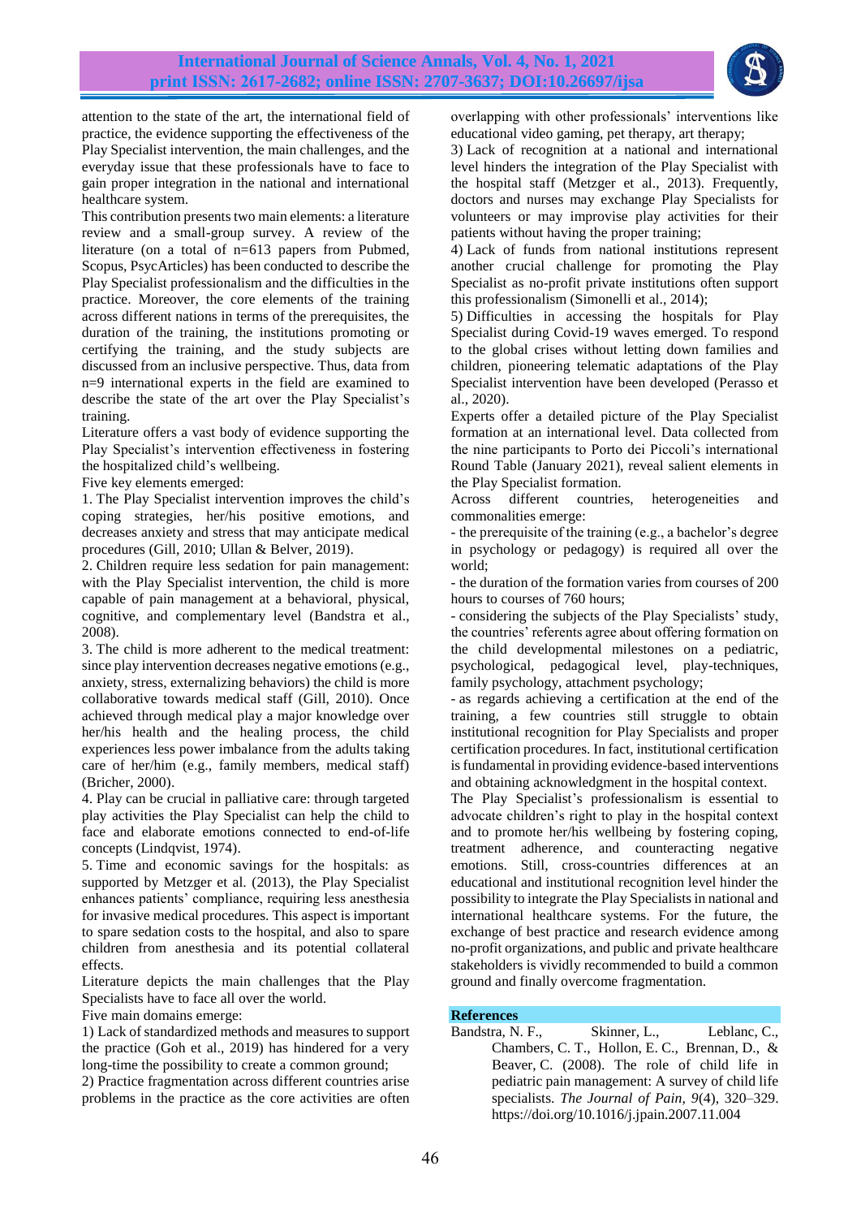attention to the state of the art, the international field of practice, the evidence supporting the effectiveness of the Play Specialist intervention, the main challenges, and the everyday issue that these professionals have to face to gain proper integration in the national and international healthcare system.

This contribution presents two main elements: a literature review and a small-group survey. A review of the literature (on a total of n=613 papers from Pubmed, Scopus, PsycArticles) has been conducted to describe the Play Specialist professionalism and the difficulties in the practice. Moreover, the core elements of the training across different nations in terms of the prerequisites, the duration of the training, the institutions promoting or certifying the training, and the study subjects are discussed from an inclusive perspective. Thus, data from n=9 international experts in the field are examined to describe the state of the art over the Play Specialist's training.

Literature offers a vast body of evidence supporting the Play Specialist's intervention effectiveness in fostering the hospitalized child's wellbeing.

Five key elements emerged:

1. The Play Specialist intervention improves the child's coping strategies, her/his positive emotions, and decreases anxiety and stress that may anticipate medical procedures (Gill, 2010; Ullan & Belver, 2019).
2. Children require less sedation for pain management: with the Play Specialist intervention, the child is more capable of pain management at a behavioral, physical, cognitive, and complementary level (Bandstra et al., 2008).
3. The child is more adherent to the medical treatment: since play intervention decreases negative emotions (e.g., anxiety, stress, externalizing behaviors) the child is more collaborative towards medical staff (Gill, 2010). Once achieved through medical play a major knowledge over her/his health and the healing process, the child experiences less power imbalance from the adults taking care of her/him (e.g., family members, medical staff) (Bricher, 2000).
4. Play can be crucial in palliative care: through targeted play activities the Play Specialist can help the child to face and elaborate emotions connected to end-of-life concepts (Lindqvist, 1974).
5. Time and economic savings for the hospitals: as supported by Metzger et al. (2013), the Play Specialist enhances patients' compliance, requiring less anesthesia for invasive medical procedures. This aspect is important to spare sedation costs to the hospital, and also to spare children from anesthesia and its potential collateral effects.

Literature depicts the main challenges that the Play Specialists have to face all over the world.

Five main domains emerge:

1) Lack of standardized methods and measures to support the practice (Goh et al., 2019) has hindered for a very long-time the possibility to create a common ground;

2) Practice fragmentation across different countries arise problems in the practice as the core activities are often overlapping with other professionals' interventions like educational video gaming, pet therapy, art therapy;

3) Lack of recognition at a national and international level hinders the integration of the Play Specialist with the hospital staff (Metzger et al., 2013). Frequently, doctors and nurses may exchange Play Specialists for volunteers or may improvise play activities for their patients without having the proper training;

4) Lack of funds from national institutions represent another crucial challenge for promoting the Play Specialist as no-profit private institutions often support this professionalism (Simonelli et al., 2014);

5) Difficulties in accessing the hospitals for Play Specialist during Covid-19 waves emerged. To respond to the global crises without letting down families and children, pioneering telematic adaptations of the Play Specialist intervention have been developed (Perasso et al., 2020).

Experts offer a detailed picture of the Play Specialist formation at an international level. Data collected from the nine participants to Porto dei Piccoli's international Round Table (January 2021), reveal salient elements in the Play Specialist formation.

Across different countries, heterogeneities and commonalities emerge:

- the prerequisite of the training (e.g., a bachelor's degree in psychology or pedagogy) is required all over the world;
- the duration of the formation varies from courses of 200 hours to courses of 760 hours;
- considering the subjects of the Play Specialists' study, the countries' referents agree about offering formation on the child developmental milestones on a pediatric, psychological, pedagogical level, play-techniques, family psychology, attachment psychology;
- as regards achieving a certification at the end of the training, a few countries still struggle to obtain institutional recognition for Play Specialists and proper certification procedures. In fact, institutional certification is fundamental in providing evidence-based interventions and obtaining acknowledgment in the hospital context.

The Play Specialist's professionalism is essential to advocate children's right to play in the hospital context and to promote her/his wellbeing by fostering coping, treatment adherence, and counteracting negative emotions. Still, cross-countries differences at an educational and institutional recognition level hinder the possibility to integrate the Play Specialists in national and international healthcare systems. For the future, the exchange of best practice and research evidence among no-profit organizations, and public and private healthcare stakeholders is vividly recommended to build a common ground and finally overcome fragmentation.

## References

Bandstra, N. F., Skinner, L., Leblanc, C., Chambers, C. T., Hollon, E. C., Brennan, D., & Beaver, C. (2008). The role of child life in pediatric pain management: A survey of child life specialists. *The Journal of Pain, 9*(4), 320–329. https://doi.org/10.1016/j.jpain.2007.11.004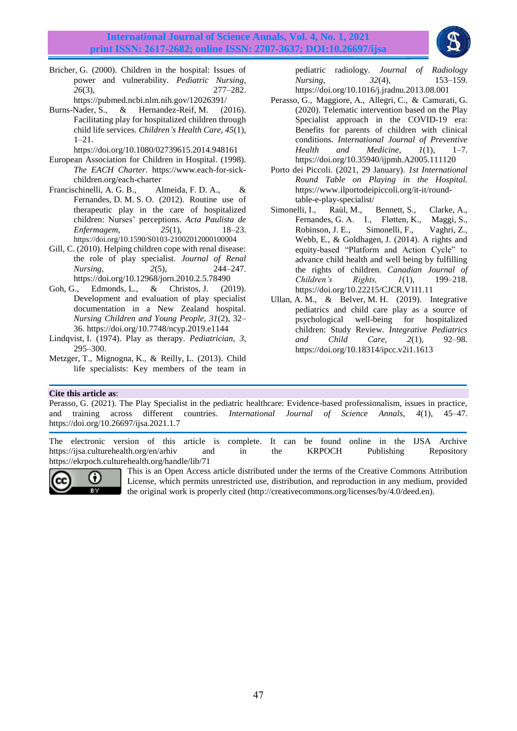Bricher, G. (2000). Children in the hospital: Issues of power and vulnerability. *Pediatric Nursing*, *26*(3), 277–282. https://pubmed.ncbi.nlm.nih.gov/12026391/

Burns-Nader, S., & Hernandez-Reif, M. (2016). Facilitating play for hospitalized children through child life services. *Children's Health Care*, *45*(1), 1–21. https://doi.org/10.1080/02739615.2014.948161

European Association for Children in Hospital. (1998). *The EACH Charter*. https://www.each-for-sick-children.org/each-charter

Francischinelli, A. G. B., Almeida, F. D. A., & Fernandes, D. M. S. O. (2012). Routine use of therapeutic play in the care of hospitalized children: Nurses' perceptions. *Acta Paulista de Enfermagem*, *25*(1), 18–23. https://doi.org/10.1590/S0103-21002012000100004

Gill, C. (2010). Helping children cope with renal disease: the role of play specialist. *Journal of Renal Nursing*, *2*(5), 244–247. https://doi.org/10.12968/jorn.2010.2.5.78490

Goh, G., Edmonds, L., & Christos, J. (2019). Development and evaluation of play specialist documentation in a New Zealand hospital. *Nursing Children and Young People, 31*(2), 32–36. https://doi.org/10.7748/ncyp.2019.e1144

Lindqvist, I. (1974). Play as therapy. *Pediatrician*, *3*, 295–300.

Metzger, T., Mignogna, K., & Reilly, L. (2013). Child life specialists: Key members of the team in pediatric radiology. *Journal of Radiology Nursing*, *32*(4), 153–159. https://doi.org/10.1016/j.jradnu.2013.08.001

Perasso, G., Maggiore, A., Allegri, C., & Camurati, G. (2020). Telematic intervention based on the Play Specialist approach in the COVID-19 era: Benefits for parents of children with clinical conditions. *International Journal of Preventive Health and Medicine*, *1*(1), 1–7. https://doi.org/10.35940/ijpmh.A2005.111120

Porto dei Piccoli. (2021, 29 January). *1st International Round Table on Playing in the Hospital.* https://www.ilportodeipiccoli.org/it-it/round-table-e-play-specialist/

Simonelli, I., Raúl, M., Bennett, S., Clarke, A., Fernandes, G. A. I., Fløtten, K., Maggi, S., Robinson, J. E., Simonelli, F., Vaghri, Z., Webb, E., & Goldhagen, J. (2014). A rights and equity-based "Platform and Action Cycle" to advance child health and well being by fulfilling the rights of children. *Canadian Journal of Children's Rights,* *1*(1), 199–218. https://doi.org/10.22215/CJCR.V1I1.11

Ullan, A. M., & Belver, M. H. (2019). Integrative pediatrics and child care play as a source of psychological well-being for hospitalized children: Study Review. *Integrative Pediatrics and Child Care,* *2*(1), 92–98. https://doi.org/10.18314/ipcc.v2i1.1613

**Cite this article as**:

Perasso, G. (2021). The Play Specialist in the pediatric healthcare: Evidence-based professionalism, issues in practice, and training across different countries. *International Journal of Science Annals, 4*(1), 45–47. https://doi.org/10.26697/ijsa.2021.1.7

The electronic version of this article is complete. It can be found online in the IJSA Archive https://ijsa.culturehealth.org/en/arhiv and in the KRPOCH Publishing Repository https://ekrpoch.culturehealth.org/handle/lib/71

This is an Open Access article distributed under the terms of the Creative Commons Attribution License, which permits unrestricted use, distribution, and reproduction in any medium, provided the original work is properly cited (http://creativecommons.org/licenses/by/4.0/deed.en).